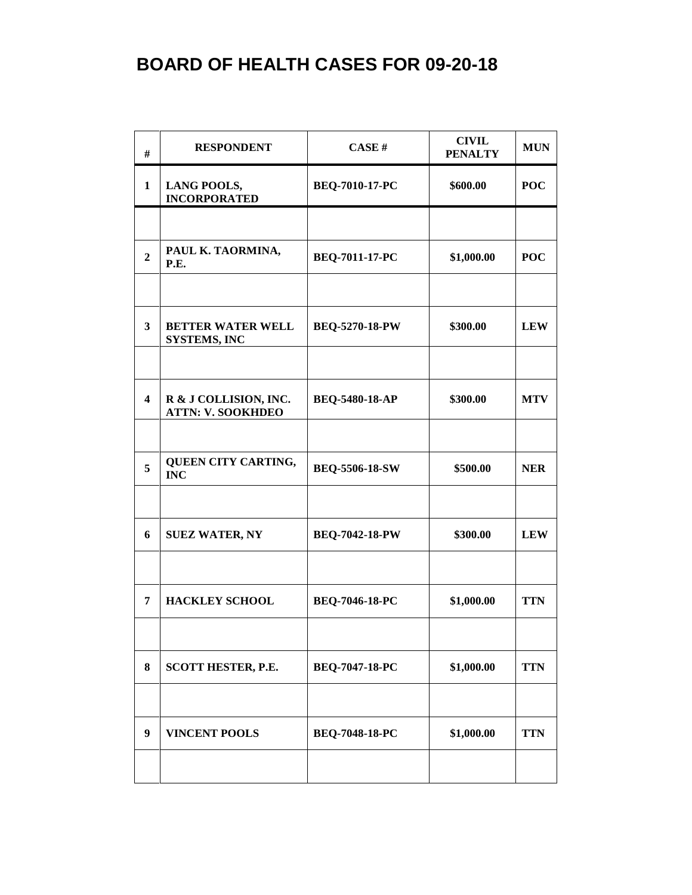# BOARD OF HEALTH CASES FOR 09-20-18

| # | RESPONDENT | CASE # | CIVIL PENALTY | MUN |
|---|---|---|---|---|
| 1 | LANG POOLS, INCORPORATED | BEQ-7010-17-PC | $600.00 | POC |
| | | | | |
| 2 | PAUL K. TAORMINA, P.E. | BEQ-7011-17-PC | $1,000.00 | POC |
| | | | | |
| 3 | BETTER WATER WELL SYSTEMS, INC | BEQ-5270-18-PW | $300.00 | LEW |
| | | | | |
| 4 | R & J COLLISION, INC. ATTN: V. SOOKHDEO | BEQ-5480-18-AP | $300.00 | MTV |
| | | | | |
| 5 | QUEEN CITY CARTING, INC | BEQ-5506-18-SW | $500.00 | NER |
| | | | | |
| 6 | SUEZ WATER, NY | BEQ-7042-18-PW | $300.00 | LEW |
| | | | | |
| 7 | HACKLEY SCHOOL | BEQ-7046-18-PC | $1,000.00 | TTN |
| | | | | |
| 8 | SCOTT HESTER, P.E. | BEQ-7047-18-PC | $1,000.00 | TTN |
| | | | | |
| 9 | VINCENT POOLS | BEQ-7048-18-PC | $1,000.00 | TTN |
| | | | | |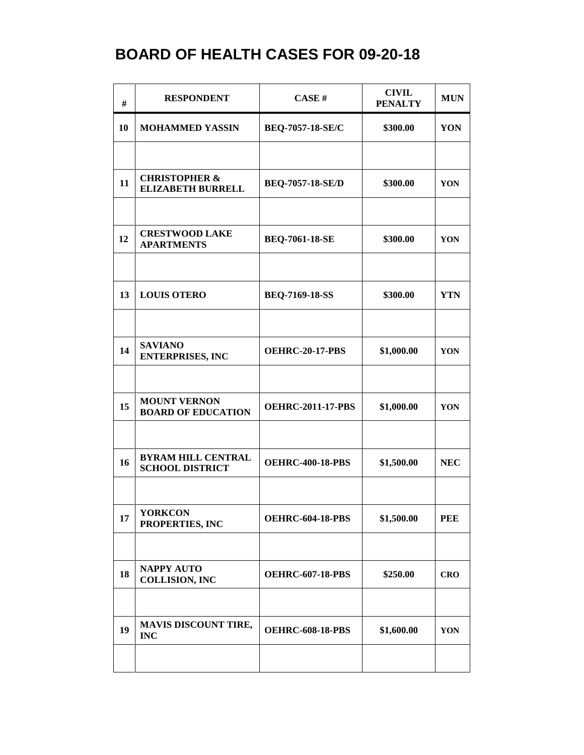# BOARD OF HEALTH CASES FOR 09-20-18

| # | RESPONDENT | CASE # | CIVIL PENALTY | MUN |
|---|---|---|---|---|
| 10 | MOHAMMED YASSIN | BEQ-7057-18-SE/C | $300.00 | YON |
| | | | | |
| 11 | CHRISTOPHER & ELIZABETH BURRELL | BEQ-7057-18-SE/D | $300.00 | YON |
| | | | | |
| 12 | CRESTWOOD LAKE APARTMENTS | BEQ-7061-18-SE | $300.00 | YON |
| | | | | |
| 13 | LOUIS OTERO | BEQ-7169-18-SS | $300.00 | YTN |
| | | | | |
| 14 | SAVIANO ENTERPRISES, INC | OEHRC-20-17-PBS | $1,000.00 | YON |
| | | | | |
| 15 | MOUNT VERNON BOARD OF EDUCATION | OEHRC-2011-17-PBS | $1,000.00 | YON |
| | | | | |
| 16 | BYRAM HILL CENTRAL SCHOOL DISTRICT | OEHRC-400-18-PBS | $1,500.00 | NEC |
| | | | | |
| 17 | YORKCON PROPERTIES, INC | OEHRC-604-18-PBS | $1,500.00 | PEE |
| | | | | |
| 18 | NAPPY AUTO COLLISION, INC | OEHRC-607-18-PBS | $250.00 | CRO |
| | | | | |
| 19 | MAVIS DISCOUNT TIRE, INC | OEHRC-608-18-PBS | $1,600.00 | YON |
| | | | | |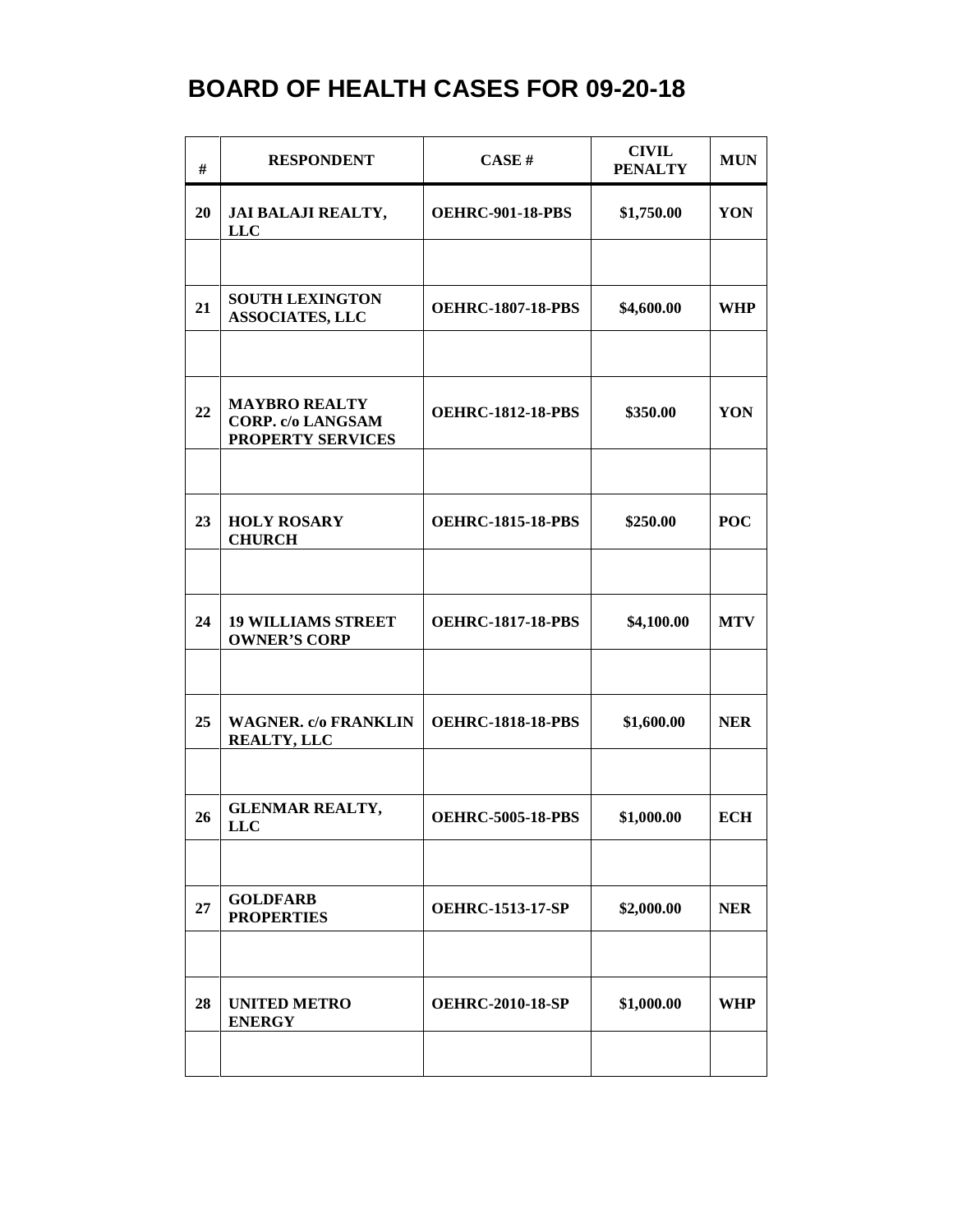# BOARD OF HEALTH CASES FOR 09-20-18

| # | RESPONDENT | CASE # | CIVIL PENALTY | MUN |
|---|---|---|---|---|
| 20 | **JAI BALAJI REALTY, LLC** | **OEHRC-901-18-PBS** | **$1,750.00** | **YON** |
| | | | | |
| 21 | **SOUTH LEXINGTON ASSOCIATES, LLC** | **OEHRC-1807-18-PBS** | **$4,600.00** | **WHP** |
| | | | | |
| 22 | **MAYBRO REALTY CORP. c/o LANGSAM PROPERTY SERVICES** | **OEHRC-1812-18-PBS** | **$350.00** | **YON** |
| | | | | |
| 23 | **HOLY ROSARY CHURCH** | **OEHRC-1815-18-PBS** | **$250.00** | **POC** |
| | | | | |
| 24 | **19 WILLIAMS STREET OWNER'S CORP** | **OEHRC-1817-18-PBS** | **$4,100.00** | **MTV** |
| | | | | |
| 25 | **WAGNER. c/o FRANKLIN REALTY, LLC** | **OEHRC-1818-18-PBS** | **$1,600.00** | **NER** |
| | | | | |
| 26 | **GLENMAR REALTY, LLC** | **OEHRC-5005-18-PBS** | **$1,000.00** | **ECH** |
| | | | | |
| 27 | **GOLDFARB PROPERTIES** | **OEHRC-1513-17-SP** | **$2,000.00** | **NER** |
| | | | | |
| 28 | **UNITED METRO ENERGY** | **OEHRC-2010-18-SP** | **$1,000.00** | **WHP** |
| | | | | |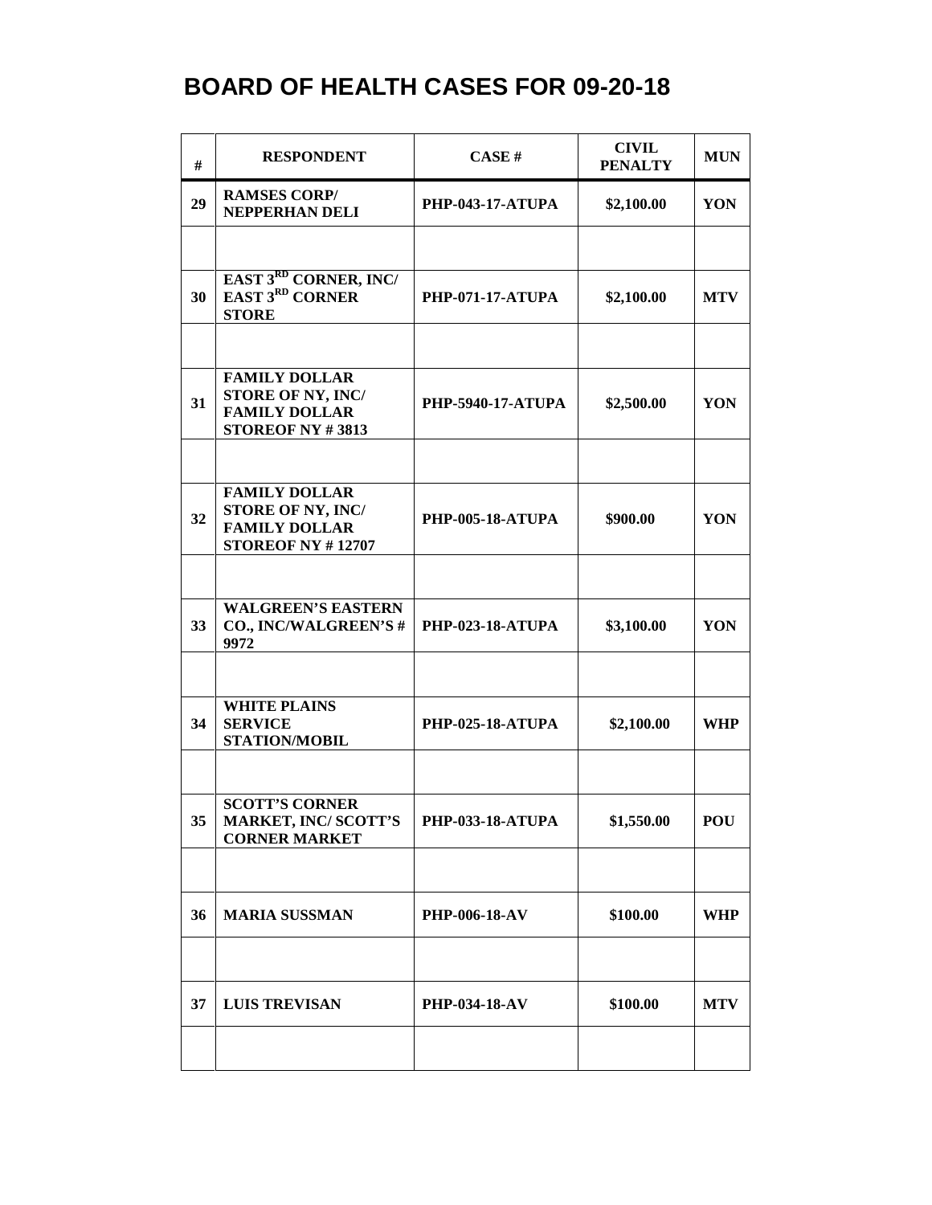# BOARD OF HEALTH CASES FOR 09-20-18

| # | RESPONDENT | CASE # | CIVIL PENALTY | MUN |
|---|---|---|---|---|
| 29 | RAMSES CORP/ NEPPERHAN DELI | PHP-043-17-ATUPA | $2,100.00 | YON |
| | | | | |
| 30 | EAST 3RD CORNER, INC/ EAST 3RD CORNER STORE | PHP-071-17-ATUPA | $2,100.00 | MTV |
| | | | | |
| 31 | FAMILY DOLLAR STORE OF NY, INC/ FAMILY DOLLAR STOREOF NY # 3813 | PHP-5940-17-ATUPA | $2,500.00 | YON |
| | | | | |
| 32 | FAMILY DOLLAR STORE OF NY, INC/ FAMILY DOLLAR STOREOF NY # 12707 | PHP-005-18-ATUPA | $900.00 | YON |
| | | | | |
| 33 | WALGREEN'S EASTERN CO., INC/WALGREEN'S # 9972 | PHP-023-18-ATUPA | $3,100.00 | YON |
| | | | | |
| 34 | WHITE PLAINS SERVICE STATION/MOBIL | PHP-025-18-ATUPA | $2,100.00 | WHP |
| | | | | |
| 35 | SCOTT'S CORNER MARKET, INC/ SCOTT'S CORNER MARKET | PHP-033-18-ATUPA | $1,550.00 | POU |
| | | | | |
| 36 | MARIA SUSSMAN | PHP-006-18-AV | $100.00 | WHP |
| | | | | |
| 37 | LUIS TREVISAN | PHP-034-18-AV | $100.00 | MTV |
| | | | | |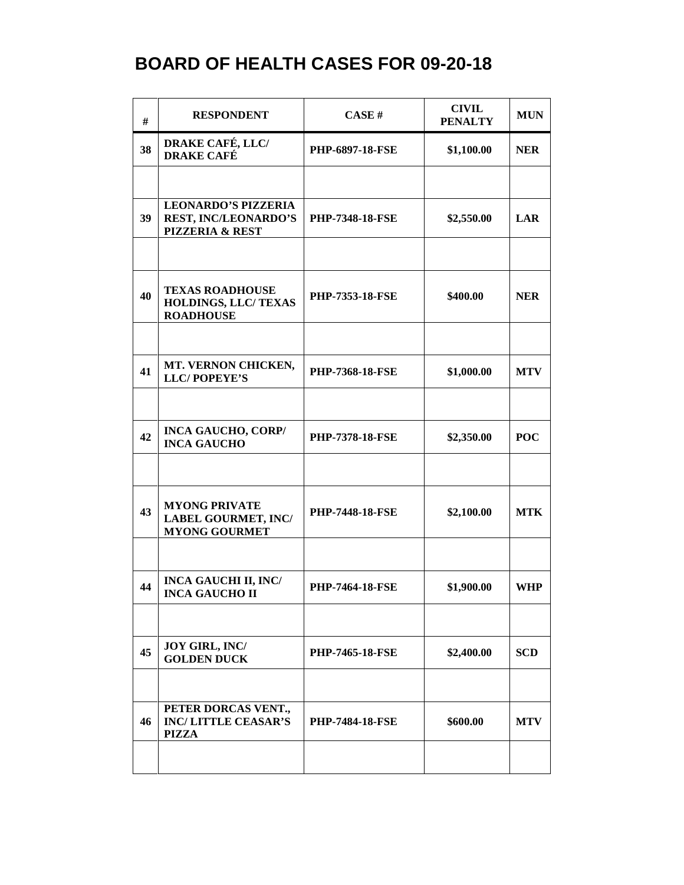# BOARD OF HEALTH CASES FOR 09-20-18

| # | RESPONDENT | CASE # | CIVIL PENALTY | MUN |
|---|---|---|---|---|
| 38 | DRAKE CAFÉ, LLC/ DRAKE CAFÉ | PHP-6897-18-FSE | $1,100.00 | NER |
| | | | | |
| 39 | LEONARDO'S PIZZERIA REST, INC/LEONARDO'S PIZZERIA & REST | PHP-7348-18-FSE | $2,550.00 | LAR |
| | | | | |
| 40 | TEXAS ROADHOUSE HOLDINGS, LLC/ TEXAS ROADHOUSE | PHP-7353-18-FSE | $400.00 | NER |
| | | | | |
| 41 | MT. VERNON CHICKEN, LLC/ POPEYE'S | PHP-7368-18-FSE | $1,000.00 | MTV |
| | | | | |
| 42 | INCA GAUCHO, CORP/ INCA GAUCHO | PHP-7378-18-FSE | $2,350.00 | POC |
| | | | | |
| 43 | MYONG PRIVATE LABEL GOURMET, INC/ MYONG GOURMET | PHP-7448-18-FSE | $2,100.00 | MTK |
| | | | | |
| 44 | INCA GAUCHI II, INC/ INCA GAUCHO II | PHP-7464-18-FSE | $1,900.00 | WHP |
| | | | | |
| 45 | JOY GIRL, INC/ GOLDEN DUCK | PHP-7465-18-FSE | $2,400.00 | SCD |
| | | | | |
| 46 | PETER DORCAS VENT., INC/ LITTLE CEASAR'S PIZZA | PHP-7484-18-FSE | $600.00 | MTV |
| | | | | |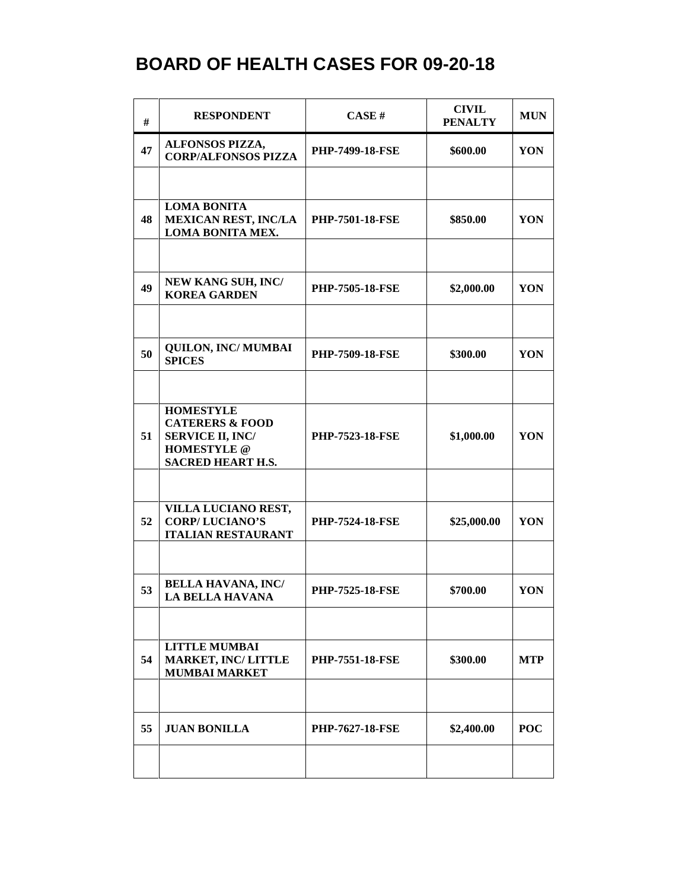# BOARD OF HEALTH CASES FOR 09-20-18

| # | RESPONDENT | CASE # | CIVIL PENALTY | MUN |
|---|---|---|---|---|
| 47 | ALFONSOS PIZZA, CORP/ALFONSOS PIZZA | PHP-7499-18-FSE | $600.00 | YON |
| | | | | |
| 48 | LOMA BONITA MEXICAN REST, INC/LA LOMA BONITA MEX. | PHP-7501-18-FSE | $850.00 | YON |
| | | | | |
| 49 | NEW KANG SUH, INC/ KOREA GARDEN | PHP-7505-18-FSE | $2,000.00 | YON |
| | | | | |
| 50 | QUILON, INC/ MUMBAI SPICES | PHP-7509-18-FSE | $300.00 | YON |
| | | | | |
| 51 | HOMESTYLE CATERERS & FOOD SERVICE II, INC/ HOMESTYLE @ SACRED HEART H.S. | PHP-7523-18-FSE | $1,000.00 | YON |
| | | | | |
| 52 | VILLA LUCIANO REST, CORP/ LUCIANO'S ITALIAN RESTAURANT | PHP-7524-18-FSE | $25,000.00 | YON |
| | | | | |
| 53 | BELLA HAVANA, INC/ LA BELLA HAVANA | PHP-7525-18-FSE | $700.00 | YON |
| | | | | |
| 54 | LITTLE MUMBAI MARKET, INC/ LITTLE MUMBAI MARKET | PHP-7551-18-FSE | $300.00 | MTP |
| | | | | |
| 55 | JUAN BONILLA | PHP-7627-18-FSE | $2,400.00 | POC |
| | | | | |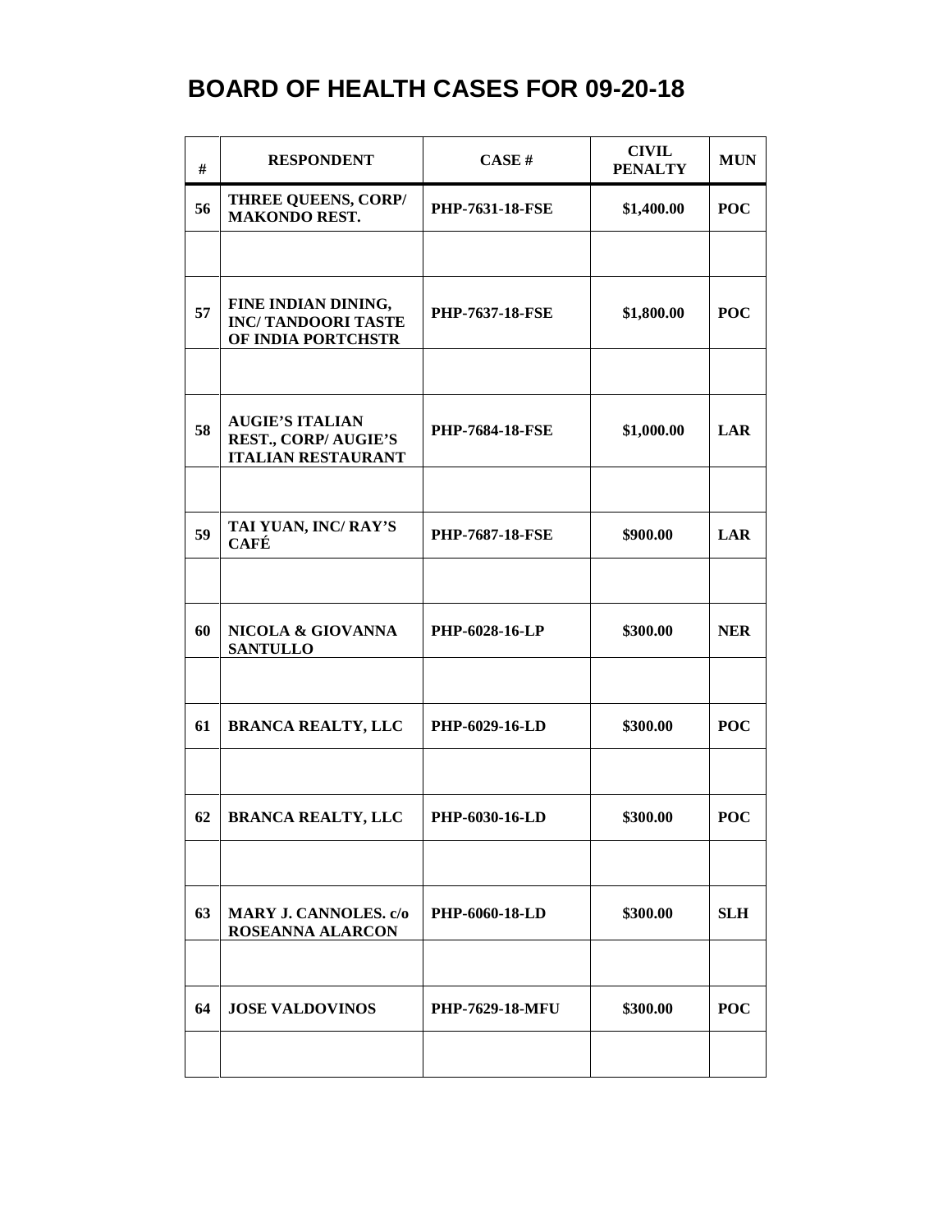# BOARD OF HEALTH CASES FOR 09-20-18

| # | RESPONDENT | CASE # | CIVIL PENALTY | MUN |
|---|---|---|---|---|
| 56 | THREE QUEENS, CORP/ MAKONDO REST. | PHP-7631-18-FSE | $1,400.00 | POC |
| | | | | |
| 57 | FINE INDIAN DINING, INC/ TANDOORI TASTE OF INDIA PORTCHSTR | PHP-7637-18-FSE | $1,800.00 | POC |
| | | | | |
| 58 | AUGIE'S ITALIAN REST., CORP/ AUGIE'S ITALIAN RESTAURANT | PHP-7684-18-FSE | $1,000.00 | LAR |
| | | | | |
| 59 | TAI YUAN, INC/ RAY'S CAFÉ | PHP-7687-18-FSE | $900.00 | LAR |
| | | | | |
| 60 | NICOLA & GIOVANNA SANTULLO | PHP-6028-16-LP | $300.00 | NER |
| | | | | |
| 61 | BRANCA REALTY, LLC | PHP-6029-16-LD | $300.00 | POC |
| | | | | |
| 62 | BRANCA REALTY, LLC | PHP-6030-16-LD | $300.00 | POC |
| | | | | |
| 63 | MARY J. CANNOLES. c/o ROSEANNA ALARCON | PHP-6060-18-LD | $300.00 | SLH |
| | | | | |
| 64 | JOSE VALDOVINOS | PHP-7629-18-MFU | $300.00 | POC |
| | | | | |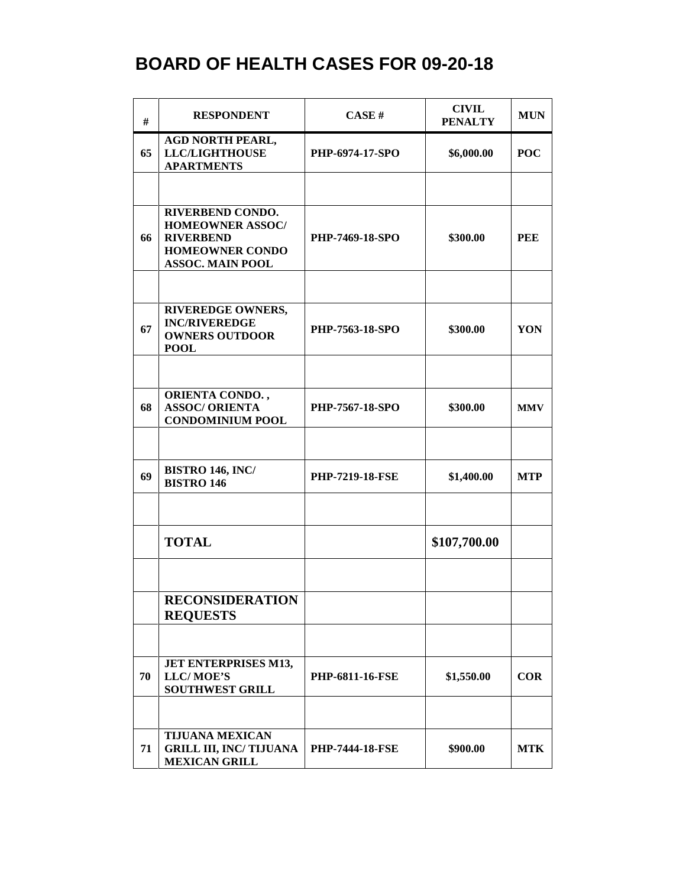# BOARD OF HEALTH CASES FOR 09-20-18

| # | RESPONDENT | CASE # | CIVIL PENALTY | MUN |
|---|---|---|---|---|
| 65 | AGD NORTH PEARL, LLC/LIGHTHOUSE APARTMENTS | PHP-6974-17-SPO | $6,000.00 | POC |
| | | | | |
| 66 | RIVERBEND CONDO. HOMEOWNER ASSOC/ RIVERBEND HOMEOWNER CONDO ASSOC. MAIN POOL | PHP-7469-18-SPO | $300.00 | PEE |
| | | | | |
| 67 | RIVEREDGE OWNERS, INC/RIVEREDGE OWNERS OUTDOOR POOL | PHP-7563-18-SPO | $300.00 | YON |
| | | | | |
| 68 | ORIENTA CONDO. , ASSOC/ ORIENTA CONDOMINIUM POOL | PHP-7567-18-SPO | $300.00 | MMV |
| | | | | |
| 69 | BISTRO 146, INC/ BISTRO 146 | PHP-7219-18-FSE | $1,400.00 | MTP |
| | | | | |
| | **TOTAL** | | **$107,700.00** | |
| | | | | |
| | **RECONSIDERATION REQUESTS** | | | |
| | | | | |
| 70 | JET ENTERPRISES M13, LLC/ MOE'S SOUTHWEST GRILL | PHP-6811-16-FSE | $1,550.00 | COR |
| | | | | |
| 71 | TIJUANA MEXICAN GRILL III, INC/ TIJUANA MEXICAN GRILL | PHP-7444-18-FSE | $900.00 | MTK |